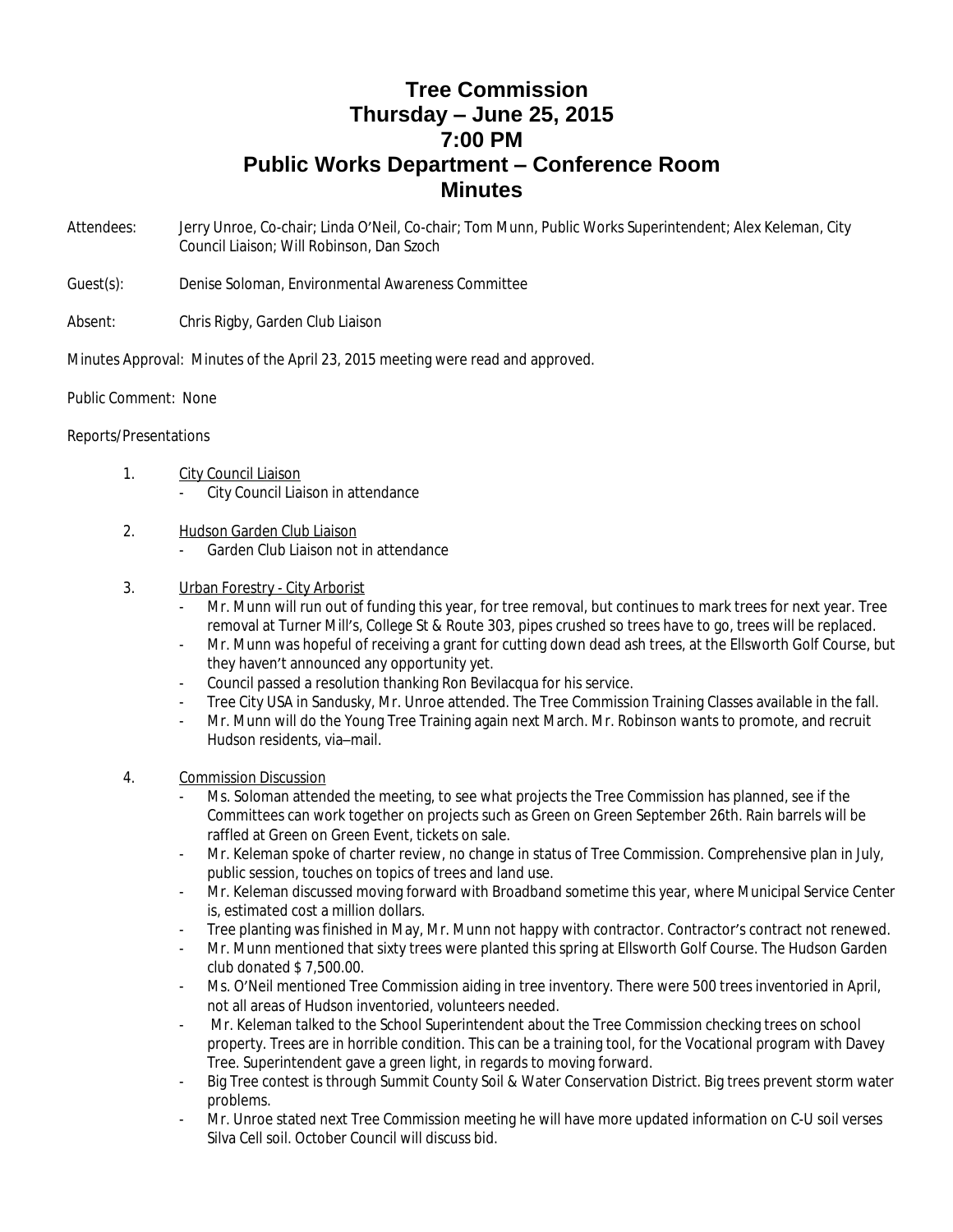# Tree Commission
## Thursday – June 25, 2015
## 7:00 PM
## Public Works Department – Conference Room
## Minutes

Attendees: Jerry Unroe, Co-chair; Linda O'Neil, Co-chair; Tom Munn, Public Works Superintendent; Alex Keleman, City Council Liaison; Will Robinson, Dan Szoch

Guest(s): Denise Soloman, Environmental Awareness Committee

Absent: Chris Rigby, Garden Club Liaison

Minutes Approval: Minutes of the April 23, 2015 meeting were read and approved.

Public Comment: None

Reports/Presentations

1. City Council Liaison
   - City Council Liaison in attendance

2. Hudson Garden Club Liaison
   - Garden Club Liaison not in attendance

3. Urban Forestry - City Arborist
   - Mr. Munn will run out of funding this year, for tree removal, but continues to mark trees for next year. Tree removal at Turner Mill's, College St & Route 303, pipes crushed so trees have to go, trees will be replaced.
   - Mr. Munn was hopeful of receiving a grant for cutting down dead ash trees, at the Ellsworth Golf Course, but they haven't announced any opportunity yet.
   - Council passed a resolution thanking Ron Bevilacqua for his service.
   - Tree City USA in Sandusky, Mr. Unroe attended. The Tree Commission Training Classes available in the fall.
   - Mr. Munn will do the Young Tree Training again next March. Mr. Robinson wants to promote, and recruit Hudson residents, via–mail.

4. Commission Discussion
   - Ms. Soloman attended the meeting, to see what projects the Tree Commission has planned, see if the Committees can work together on projects such as Green on Green September 26th. Rain barrels will be raffled at Green on Green Event, tickets on sale.
   - Mr. Keleman spoke of charter review, no change in status of Tree Commission. Comprehensive plan in July, public session, touches on topics of trees and land use.
   - Mr. Keleman discussed moving forward with Broadband sometime this year, where Municipal Service Center is, estimated cost a million dollars.
   - Tree planting was finished in May, Mr. Munn not happy with contractor. Contractor's contract not renewed.
   - Mr. Munn mentioned that sixty trees were planted this spring at Ellsworth Golf Course. The Hudson Garden club donated $ 7,500.00.
   - Ms. O'Neil mentioned Tree Commission aiding in tree inventory. There were 500 trees inventoried in April, not all areas of Hudson inventoried, volunteers needed.
   - Mr. Keleman talked to the School Superintendent about the Tree Commission checking trees on school property. Trees are in horrible condition. This can be a training tool, for the Vocational program with Davey Tree. Superintendent gave a green light, in regards to moving forward.
   - Big Tree contest is through Summit County Soil & Water Conservation District. Big trees prevent storm water problems.
   - Mr. Unroe stated next Tree Commission meeting he will have more updated information on C-U soil verses Silva Cell soil. October Council will discuss bid.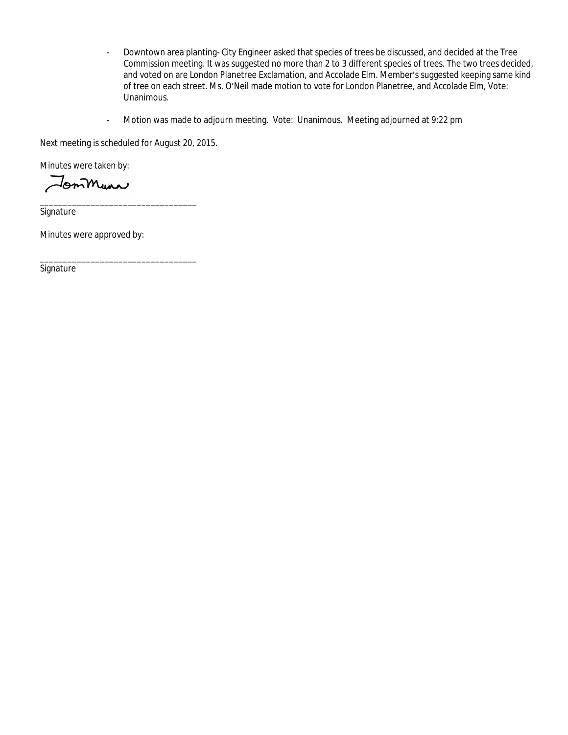- Downtown area planting- City Engineer asked that species of trees be discussed, and decided at the Tree Commission meeting. It was suggested no more than 2 to 3 different species of trees. The two trees decided, and voted on are London Planetree Exclamation, and Accolade Elm. Member's suggested keeping same kind of tree on each street. Ms. O'Neil made motion to vote for London Planetree, and Accolade Elm, Vote: Unanimous.

- Motion was made to adjourn meeting. Vote: Unanimous. Meeting adjourned at 9:22 pm

Next meeting is scheduled for August 20, 2015.

Minutes were taken by:

Tom Munn

___________________________________
Signature

Minutes were approved by:

___________________________________
Signature